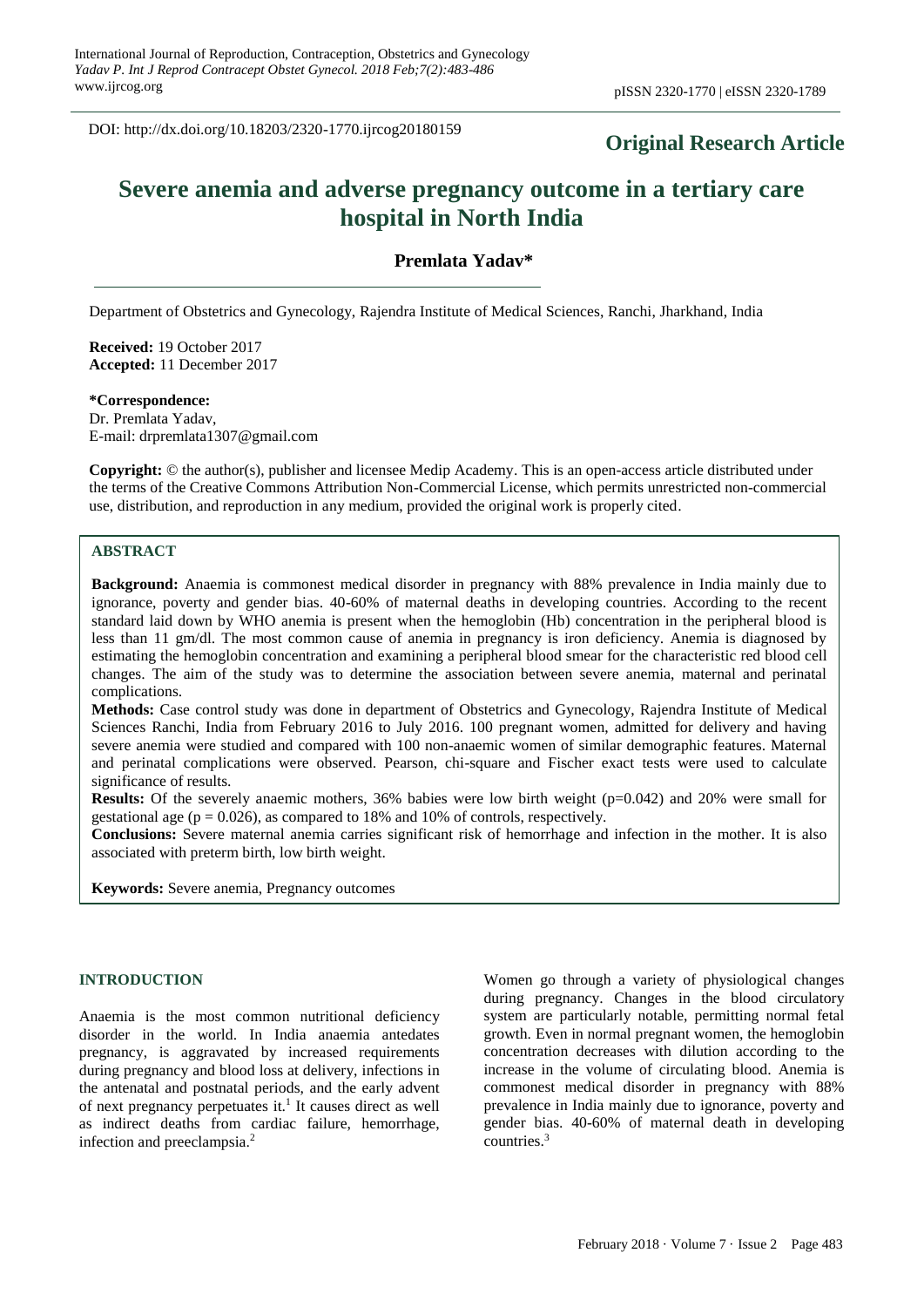DOI: http://dx.doi.org/10.18203/2320-1770.ijrcog20180159

**Original Research Article**

# Severe anemia and adverse pregnancy outcome in a tertiary care hospital in North India

**Premlata Yadav***

Department of Obstetrics and Gynecology, Rajendra Institute of Medical Sciences, Ranchi, Jharkhand, India

**Received:** 19 October 2017
**Accepted:** 11 December 2017

**\*Correspondence:**
Dr. Premlata Yadav,
E-mail: drpremlata1307@gmail.com

**Copyright:** © the author(s), publisher and licensee Medip Academy. This is an open-access article distributed under the terms of the Creative Commons Attribution Non-Commercial License, which permits unrestricted non-commercial use, distribution, and reproduction in any medium, provided the original work is properly cited.

## ABSTRACT

**Background:** Anaemia is commonest medical disorder in pregnancy with 88% prevalence in India mainly due to ignorance, poverty and gender bias. 40-60% of maternal deaths in developing countries. According to the recent standard laid down by WHO anemia is present when the hemoglobin (Hb) concentration in the peripheral blood is less than 11 gm/dl. The most common cause of anemia in pregnancy is iron deficiency. Anemia is diagnosed by estimating the hemoglobin concentration and examining a peripheral blood smear for the characteristic red blood cell changes. The aim of the study was to determine the association between severe anemia, maternal and perinatal complications.

**Methods:** Case control study was done in department of Obstetrics and Gynecology, Rajendra Institute of Medical Sciences Ranchi, India from February 2016 to July 2016. 100 pregnant women, admitted for delivery and having severe anemia were studied and compared with 100 non-anaemic women of similar demographic features. Maternal and perinatal complications were observed. Pearson, chi-square and Fischer exact tests were used to calculate significance of results.

**Results:** Of the severely anaemic mothers, 36% babies were low birth weight ($p=0.042$) and 20% were small for gestational age ($p = 0.026$), as compared to 18% and 10% of controls, respectively.

**Conclusions:** Severe maternal anemia carries significant risk of hemorrhage and infection in the mother. It is also associated with preterm birth, low birth weight.

**Keywords:** Severe anemia, Pregnancy outcomes

## INTRODUCTION

Anaemia is the most common nutritional deficiency disorder in the world. In India anaemia antedates pregnancy, is aggravated by increased requirements during pregnancy and blood loss at delivery, infections in the antenatal and postnatal periods, and the early advent of next pregnancy perpetuates it.[1] It causes direct as well as indirect deaths from cardiac failure, hemorrhage, infection and preeclampsia.[2]

Women go through a variety of physiological changes during pregnancy. Changes in the blood circulatory system are particularly notable, permitting normal fetal growth. Even in normal pregnant women, the hemoglobin concentration decreases with dilution according to the increase in the volume of circulating blood. Anemia is commonest medical disorder in pregnancy with 88% prevalence in India mainly due to ignorance, poverty and gender bias. 40-60% of maternal death in developing countries.[3]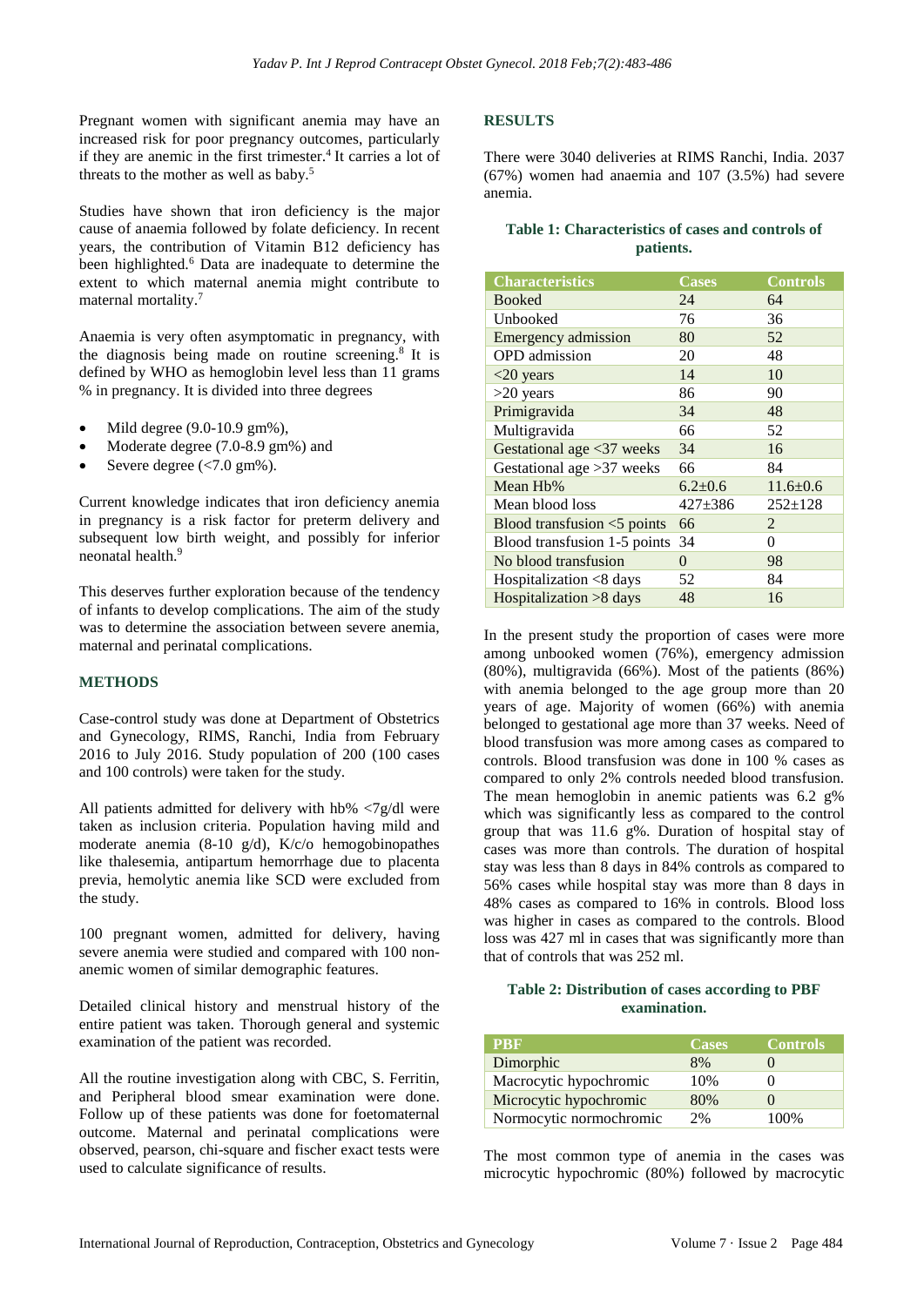Pregnant women with significant anemia may have an increased risk for poor pregnancy outcomes, particularly if they are anemic in the first trimester.[4] It carries a lot of threats to the mother as well as baby.[5]

Studies have shown that iron deficiency is the major cause of anaemia followed by folate deficiency. In recent years, the contribution of Vitamin B12 deficiency has been highlighted.[6] Data are inadequate to determine the extent to which maternal anemia might contribute to maternal mortality.[7]

Anaemia is very often asymptomatic in pregnancy, with the diagnosis being made on routine screening.[8] It is defined by WHO as hemoglobin level less than 11 grams % in pregnancy. It is divided into three degrees

- Mild degree (9.0-10.9 gm%),
- Moderate degree (7.0-8.9 gm%) and
- Severe degree (<7.0 gm%).

Current knowledge indicates that iron deficiency anemia in pregnancy is a risk factor for preterm delivery and subsequent low birth weight, and possibly for inferior neonatal health.[9]

This deserves further exploration because of the tendency of infants to develop complications. The aim of the study was to determine the association between severe anemia, maternal and perinatal complications.

## METHODS

Case-control study was done at Department of Obstetrics and Gynecology, RIMS, Ranchi, India from February 2016 to July 2016. Study population of 200 (100 cases and 100 controls) were taken for the study.

All patients admitted for delivery with hb% <7g/dl were taken as inclusion criteria. Population having mild and moderate anemia (8-10 g/d), K/c/o hemogobinopathes like thalesemia, antipartum hemorrhage due to placenta previa, hemolytic anemia like SCD were excluded from the study.

100 pregnant women, admitted for delivery, having severe anemia were studied and compared with 100 non-anemic women of similar demographic features.

Detailed clinical history and menstrual history of the entire patient was taken. Thorough general and systemic examination of the patient was recorded.

All the routine investigation along with CBC, S. Ferritin, and Peripheral blood smear examination were done. Follow up of these patients was done for foetomaternal outcome. Maternal and perinatal complications were observed, pearson, chi-square and fischer exact tests were used to calculate significance of results.

## RESULTS

There were 3040 deliveries at RIMS Ranchi, India. 2037 (67%) women had anaemia and 107 (3.5%) had severe anemia.

**Table 1: Characteristics of cases and controls of patients.**

| Characteristics | Cases | Controls |
|---|---|---|
| Booked | 24 | 64 |
| Unbooked | 76 | 36 |
| Emergency admission | 80 | 52 |
| OPD admission | 20 | 48 |
| <20 years | 14 | 10 |
| >20 years | 86 | 90 |
| Primigravida | 34 | 48 |
| Multigravida | 66 | 52 |
| Gestational age <37 weeks | 34 | 16 |
| Gestational age >37 weeks | 66 | 84 |
| Mean Hb% | 6.2±0.6 | 11.6±0.6 |
| Mean blood loss | 427±386 | 252±128 |
| Blood transfusion <5 points | 66 | 2 |
| Blood transfusion 1-5 points | 34 | 0 |
| No blood transfusion | 0 | 98 |
| Hospitalization <8 days | 52 | 84 |
| Hospitalization >8 days | 48 | 16 |

In the present study the proportion of cases were more among unbooked women (76%), emergency admission (80%), multigravida (66%). Most of the patients (86%) with anemia belonged to the age group more than 20 years of age. Majority of women (66%) with anemia belonged to gestational age more than 37 weeks. Need of blood transfusion was more among cases as compared to controls. Blood transfusion was done in 100 % cases as compared to only 2% controls needed blood transfusion. The mean hemoglobin in anemic patients was 6.2 g% which was significantly less as compared to the control group that was 11.6 g%. Duration of hospital stay of cases was more than controls. The duration of hospital stay was less than 8 days in 84% controls as compared to 56% cases while hospital stay was more than 8 days in 48% cases as compared to 16% in controls. Blood loss was higher in cases as compared to the controls. Blood loss was 427 ml in cases that was significantly more than that of controls that was 252 ml.

**Table 2: Distribution of cases according to PBF examination.**

| PBF | Cases | Controls |
|---|---|---|
| Dimorphic | 8% | 0 |
| Macrocytic hypochromic | 10% | 0 |
| Microcytic hypochromic | 80% | 0 |
| Normocytic normochromic | 2% | 100% |

The most common type of anemia in the cases was microcytic hypochromic (80%) followed by macrocytic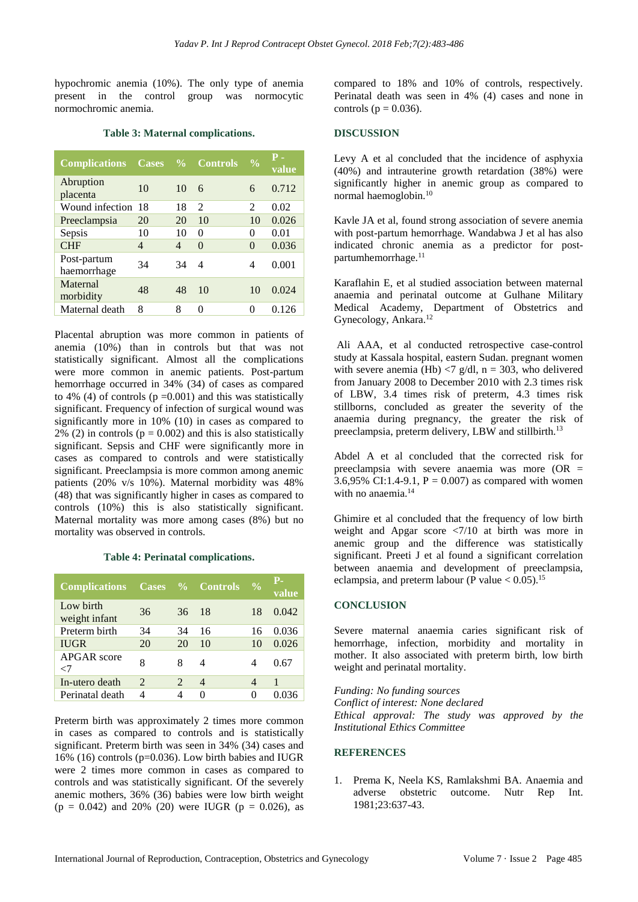hypochromic anemia (10%). The only type of anemia present in the control group was normocytic normochromic anemia.

**Table 3: Maternal complications.**

| Complications | Cases | % | Controls | % | P - value |
|---|---|---|---|---|---|
| Abruption placenta | 10 | 10 | 6 | 6 | 0.712 |
| Wound infection | 18 | 18 | 2 | 2 | 0.02 |
| Preeclampsia | 20 | 20 | 10 | 10 | 0.026 |
| Sepsis | 10 | 10 | 0 | 0 | 0.01 |
| CHF | 4 | 4 | 0 | 0 | 0.036 |
| Post-partum haemorrhage | 34 | 34 | 4 | 4 | 0.001 |
| Maternal morbidity | 48 | 48 | 10 | 10 | 0.024 |
| Maternal death | 8 | 8 | 0 | 0 | 0.126 |

Placental abruption was more common in patients of anemia (10%) than in controls but that was not statistically significant. Almost all the complications were more common in anemic patients. Post-partum hemorrhage occurred in 34% (34) of cases as compared to 4% (4) of controls ($p = 0.001$) and this was statistically significant. Frequency of infection of surgical wound was significantly more in 10% (10) in cases as compared to 2% (2) in controls ($p = 0.002$) and this is also statistically significant. Sepsis and CHF were significantly more in cases as compared to controls and were statistically significant. Preeclampsia is more common among anemic patients (20% v/s 10%). Maternal morbidity was 48% (48) that was significantly higher in cases as compared to controls (10%) this is also statistically significant. Maternal mortality was more among cases (8%) but no mortality was observed in controls.

**Table 4: Perinatal complications.**

| Complications | Cases | % | Controls | % | P-value |
|---|---|---|---|---|---|
| Low birth weight infant | 36 | 36 | 18 | 18 | 0.042 |
| Preterm birth | 34 | 34 | 16 | 16 | 0.036 |
| IUGR | 20 | 20 | 10 | 10 | 0.026 |
| APGAR score <7 | 8 | 8 | 4 | 4 | 0.67 |
| In-utero death | 2 | 2 | 4 | 4 | 1 |
| Perinatal death | 4 | 4 | 0 | 0 | 0.036 |

Preterm birth was approximately 2 times more common in cases as compared to controls and is statistically significant. Preterm birth was seen in 34% (34) cases and 16% (16) controls ($p = 0.036$). Low birth babies and IUGR were 2 times more common in cases as compared to controls and was statistically significant. Of the severely anemic mothers, 36% (36) babies were low birth weight ($p = 0.042$) and 20% (20) were IUGR ($p = 0.026$), as compared to 18% and 10% of controls, respectively. Perinatal death was seen in 4% (4) cases and none in controls ($p = 0.036$).

## DISCUSSION

Levy A et al concluded that the incidence of asphyxia (40%) and intrauterine growth retardation (38%) were significantly higher in anemic group as compared to normal haemoglobin.[10]

Kavle JA et al, found strong association of severe anemia with post-partum hemorrhage. Wandabwa J et al has also indicated chronic anemia as a predictor for post-partumhemorrhage.[11]

Karaflahin E, et al studied association between maternal anaemia and perinatal outcome at Gulhane Military Medical Academy, Department of Obstetrics and Gynecology, Ankara.[12]

Ali AAA, et al conducted retrospective case-control study at Kassala hospital, eastern Sudan. pregnant women with severe anemia (Hb) <7 g/dl, n = 303, who delivered from January 2008 to December 2010 with 2.3 times risk of LBW, 3.4 times risk of preterm, 4.3 times risk stillborns, concluded as greater the severity of the anaemia during pregnancy, the greater the risk of preeclampsia, preterm delivery, LBW and stillbirth.[13]

Abdel A et al concluded that the corrected risk for preeclampsia with severe anaemia was more (OR = 3.6,95% CI:1.4-9.1, $P = 0.007$) as compared with women with no anaemia.[14]

Ghimire et al concluded that the frequency of low birth weight and Apgar score <7/10 at birth was more in anemic group and the difference was statistically significant. Preeti J et al found a significant correlation between anaemia and development of preeclampsia, eclampsia, and preterm labour (P value $< 0.05$).[15]

## CONCLUSION

Severe maternal anaemia caries significant risk of hemorrhage, infection, morbidity and mortality in mother. It also associated with preterm birth, low birth weight and perinatal mortality.

*Funding: No funding sources*
*Conflict of interest: None declared*
*Ethical approval: The study was approved by the Institutional Ethics Committee*

## REFERENCES

1. Prema K, Neela KS, Ramlakshmi BA. Anaemia and adverse obstetric outcome. Nutr Rep Int. 1981;23:637-43.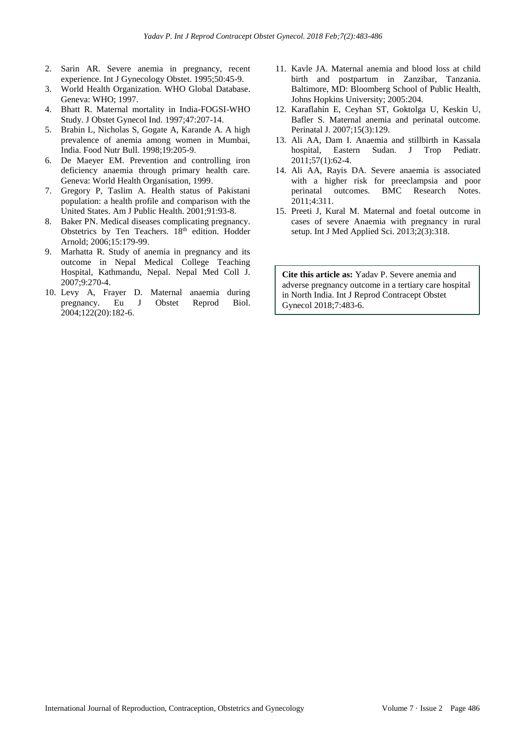2. Sarin AR. Severe anemia in pregnancy, recent experience. Int J Gynecology Obstet. 1995;50:45-9.
3. World Health Organization. WHO Global Database. Geneva: WHO; 1997.
4. Bhatt R. Maternal mortality in India-FOGSI-WHO Study. J Obstet Gynecol Ind. 1997;47:207-14.
5. Brabin L, Nicholas S, Gogate A, Karande A. A high prevalence of anemia among women in Mumbai, India. Food Nutr Bull. 1998;19:205-9.
6. De Maeyer EM. Prevention and controlling iron deficiency anaemia through primary health care. Geneva: World Health Organisation, 1999.
7. Gregory P, Taslim A. Health status of Pakistani population: a health profile and comparison with the United States. Am J Public Health. 2001;91:93-8.
8. Baker PN. Medical diseases complicating pregnancy. Obstetrics by Ten Teachers. 18th edition. Hodder Arnold; 2006;15:179-99.
9. Marhatta R. Study of anemia in pregnancy and its outcome in Nepal Medical College Teaching Hospital, Kathmandu, Nepal. Nepal Med Coll J. 2007;9:270-4.
10. Levy A, Frayer D. Maternal anaemia during pregnancy. Eu J Obstet Reprod Biol. 2004;122(20):182-6.
11. Kavle JA. Maternal anemia and blood loss at child birth and postpartum in Zanzibar, Tanzania. Baltimore, MD: Bloomberg School of Public Health, Johns Hopkins University; 2005:204.
12. Karaflahin E, Ceyhan ST, Goktolga U, Keskin U, Bafler S. Maternal anemia and perinatal outcome. Perinatal J. 2007;15(3):129.
13. Ali AA, Dam I. Anaemia and stillbirth in Kassala hospital, Eastern Sudan. J Trop Pediatr. 2011;57(1):62-4.
14. Ali AA, Rayis DA. Severe anaemia is associated with a higher risk for preeclampsia and poor perinatal outcomes. BMC Research Notes. 2011;4:311.
15. Preeti J, Kural M. Maternal and foetal outcome in cases of severe Anaemia with pregnancy in rural setup. Int J Med Applied Sci. 2013;2(3):318.

**Cite this article as:** Yadav P. Severe anemia and adverse pregnancy outcome in a tertiary care hospital in North India. Int J Reprod Contracept Obstet Gynecol 2018;7:483-6.